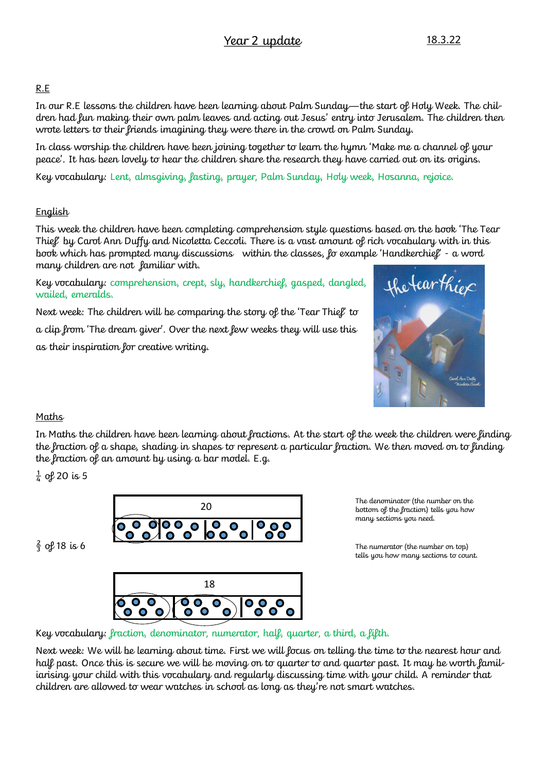# Year 2 update

18.3.22

## R.E

In our R.E lessons the children have been learning about Palm Sunday—the start of Holy Week. The children had fun making their own palm leaves and acting out Jesus' entry into Jerusalem. The children then wrote letters to their friends imagining they were there in the crowd on Palm Sunday.

In class worship the children have been joining together to learn the hymn 'Make me a channel of your peace'. It has been lovely to hear the children share the research they have carried out on its origins.

Key vocabulary: Lent, almsgiving, fasting, prayer, Palm Sunday, Holy week, Hosanna, rejoice.

## English

This week the children have been completing comprehension style questions based on the book 'The Tear Thief' by Carol Ann Duffy and Nicoletta Ceccoli. There is a vast amount of rich vocabulary with in this book which has prompted many discussions within the classes, fo example 'Handkerchief' - a word many children are not familiar with.

Key vocabulary: comprehension, crept, sly, handkerchief, gasped, dangled, wailed, emeralds.

Next week: The children will be comparing the story of the 'Tear Thief' to a clip from 'The dream giver'. Over the next few weeks they will use this as their inspiration for creative writing.

## Maths

In Maths the children have been learning about fractions. At the start of the week the children were finding the fraction of a shape, shading in shapes to represent a particular fraction. We then moved on to finding the fraction of an amount by using a bar model. E.g.

$\frac{1}{4}$ of 20 is 5

$\frac{2}{3}$ of 18 is 6

The denominator (the number on the bottom of the fraction) tells you how many sections you need.

The numerator (the number on top) tells you how many sections to count.

Key vocabulary: fraction, denominator, numerator, half, quarter, a third, a fifth.

Next week: We will be learning about time. First we will focus on telling the time to the nearest hour and half past. Once this is secure we will be moving on to quarter to and quarter past. It may be worth familiarising your child with this vocabulary and regularly discussing time with your child. A reminder that children are allowed to wear watches in school as long as they're not smart watches.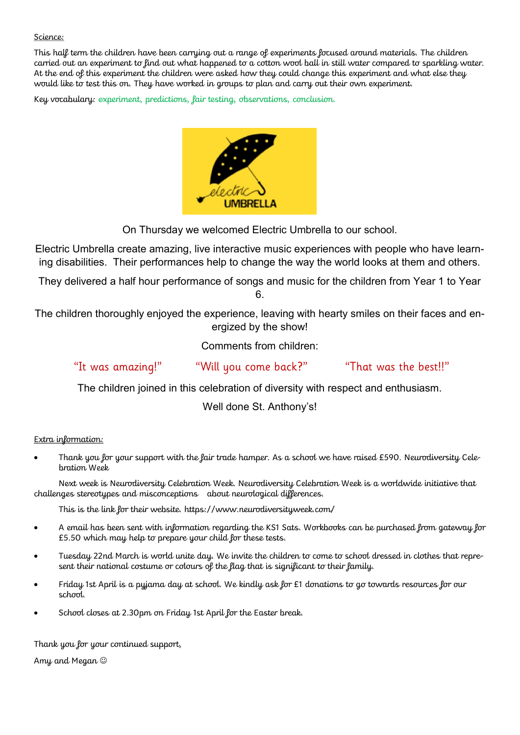Science:

This half term the children have been carrying out a range of experiments focused around materials. The children carried out an experiment to find out what happened to a cotton wool ball in still water compared to sparkling water. At the end of this experiment the children were asked how they could change this experiment and what else they would like to test this on. They have worked in groups to plan and carry out their own experiment.

Key vocabulary: experiment, predictions, fair testing, observations, conclusion.

electric UMBRELLA

On Thursday we welcomed Electric Umbrella to our school.

Electric Umbrella create amazing, live interactive music experiences with people who have learning disabilities. Their performances help to change the way the world looks at them and others.

They delivered a half hour performance of songs and music for the children from Year 1 to Year 6.

The children thoroughly enjoyed the experience, leaving with hearty smiles on their faces and energized by the show!

Comments from children:

"It was amazing!" "Will you come back?" "That was the best!!"

The children joined in this celebration of diversity with respect and enthusiasm.

Well done St. Anthony's!

Extra information:

- Thank you for your support with the fair trade hamper. As a school we have raised £590. Neurodiversity Celebration Week

  Next week is Neurodiversity Celebration Week. Neurodiversity Celebration Week is a worldwide initiative that challenges stereotypes and misconceptions about neurological differences.

  This is the link for their website. https://www.neurodiversityweek.com/

- A email has been sent with information regarding the KS1 Sats. Workbooks can be purchased from gateway for £5.50 which may help to prepare your child for these tests.
- Tuesday 22nd March is world unite day. We invite the children to come to school dressed in clothes that represent their national costume or colours of the flag that is significant to their family.
- Friday 1st April is a pyjama day at school. We kindly ask for £1 donations to go towards resources for our school.
- School closes at 2.30pm on Friday 1st April for the Easter break.

Thank you for your continued support,

Amy and Megan ☺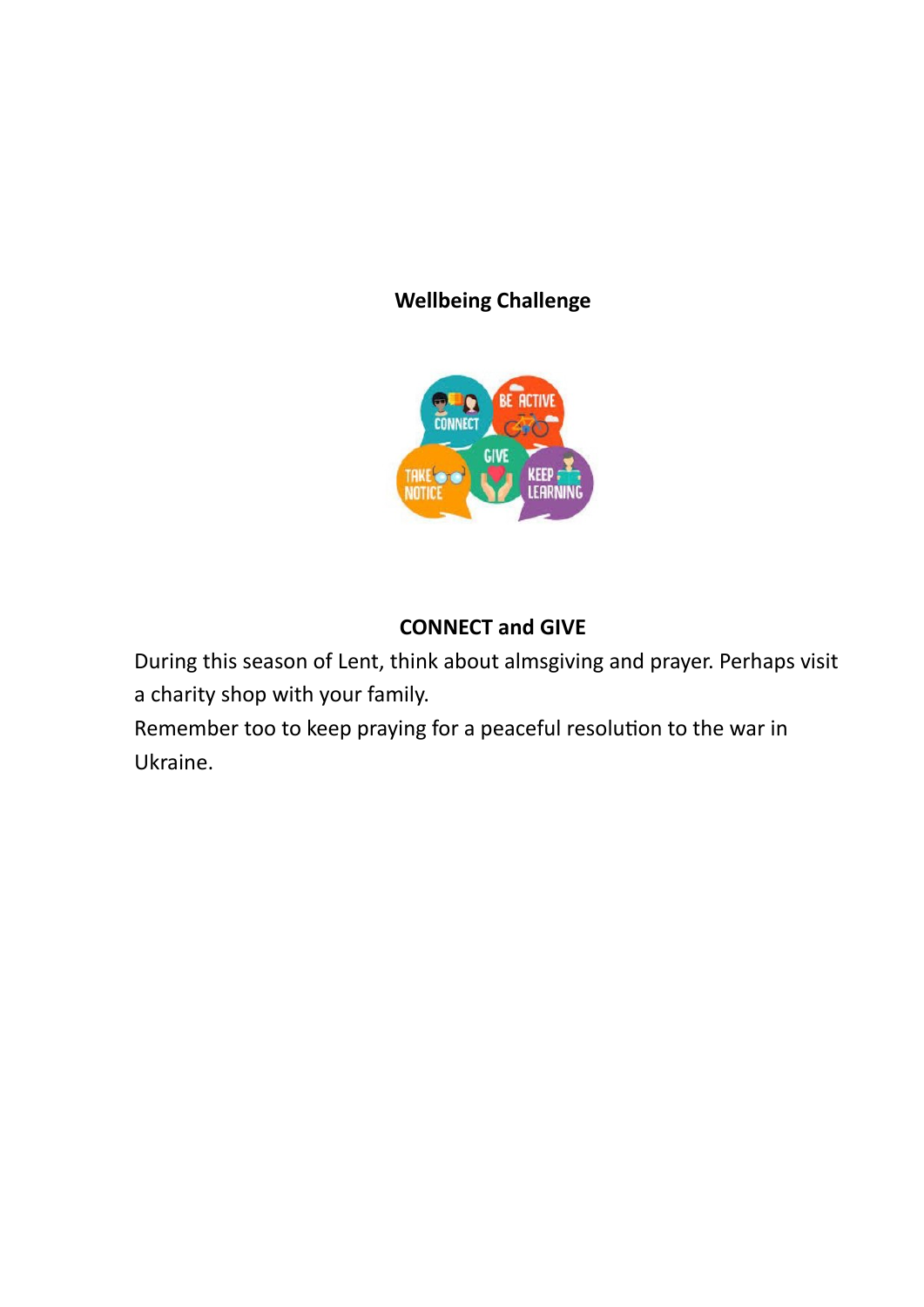**Wellbeing Challenge**

**CONNECT and GIVE**

During this season of Lent, think about almsgiving and prayer. Perhaps visit a charity shop with your family.

Remember too to keep praying for a peaceful resolution to the war in Ukraine.